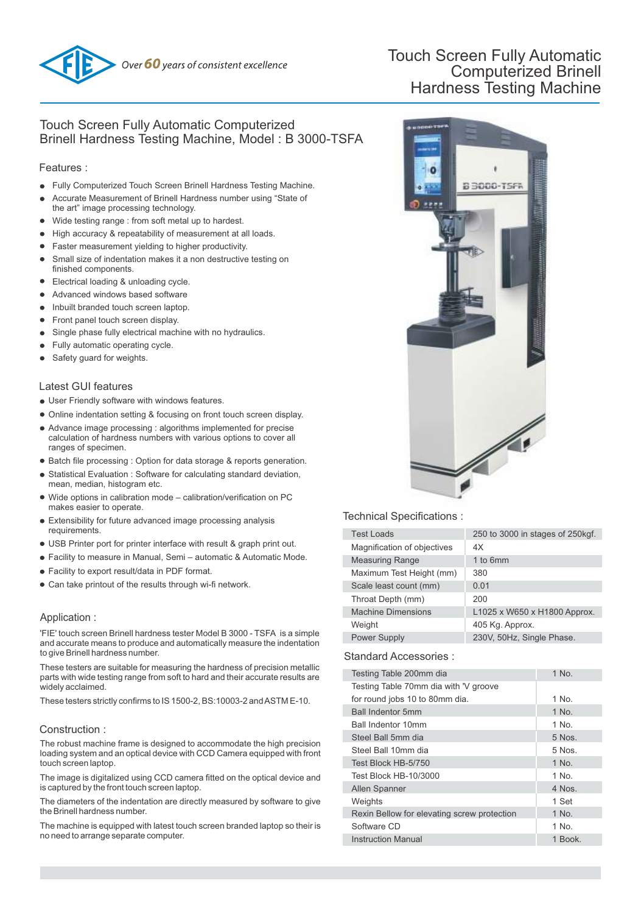*Over 60 years of consistent excellence*

# Touch Screen Fully Automatic Computerized Brinell Hardness Testing Machine

## Touch Screen Fully Automatic Computerized Brinell Hardness Testing Machine, Model : B 3000-TSFA

### Features :

- Fully Computerized Touch Screen Brinell Hardness Testing Machine.
- Accurate Measurement of Brinell Hardness number using "State of the art" image processing technology.
- Wide testing range : from soft metal up to hardest.
- High accuracy & repeatability of measurement at all loads.
- Faster measurement yielding to higher productivity.
- Small size of indentation makes it a non destructive testing on finished components.
- Electrical loading & unloading cycle.
- Advanced windows based software
- Inbuilt branded touch screen laptop.
- Front panel touch screen display.
- Single phase fully electrical machine with no hydraulics.
- Fully automatic operating cycle.
- Safety guard for weights.

### Latest GUI features

- User Friendly software with windows features.
- Online indentation setting & focusing on front touch screen display.
- Advance image processing : algorithms implemented for precise calculation of hardness numbers with various options to cover all ranges of specimen.
- Batch file processing : Option for data storage & reports generation.
- Statistical Evaluation : Software for calculating standard deviation, mean, median, histogram etc.
- Wide options in calibration mode – calibration/verification on PC makes easier to operate.
- Extensibility for future advanced image processing analysis requirements.
- USB Printer port for printer interface with result & graph print out.
- Facility to measure in Manual, Semi – automatic & Automatic Mode.
- Facility to export result/data in PDF format.
- Can take printout of the results through wi-fi network.

### Application :

'FIE' touch screen Brinell hardness tester Model B 3000 - TSFA is a simple and accurate means to produce and automatically measure the indentation to give Brinell hardness number.

These testers are suitable for measuring the hardness of precision metallic parts with wide testing range from soft to hard and their accurate results are widely acclaimed.

These testers strictly confirms to IS 1500-2, BS:10003-2 and ASTM E-10.

### Construction :

The robust machine frame is designed to accommodate the high precision loading system and an optical device with CCD Camera equipped with front touch screen laptop.

The image is digitalized using CCD camera fitted on the optical device and is captured by the front touch screen laptop.

The diameters of the indentation are directly measured by software to give the Brinell hardness number.

The machine is equipped with latest touch screen branded laptop so their is no need to arrange separate computer.

### Technical Specifications :

| | |
|---|---|
| Test Loads | 250 to 3000 in stages of 250kgf. |
| Magnification of objectives | 4X |
| Measuring Range | 1 to 6mm |
| Maximum Test Height (mm) | 380 |
| Scale least count (mm) | 0.01 |
| Throat Depth (mm) | 200 |
| Machine Dimensions | L1025 x W650 x H1800 Approx. |
| Weight | 405 Kg. Approx. |
| Power Supply | 230V, 50Hz, Single Phase. |

### Standard Accessories :

| | |
|---|---|
| Testing Table 200mm dia | 1 No. |
| Testing Table 70mm dia with 'V groove for round jobs 10 to 80mm dia. | 1 No. |
| Ball Indentor 5mm | 1 No. |
| Ball Indentor 10mm | 1 No. |
| Steel Ball 5mm dia | 5 Nos. |
| Steel Ball 10mm dia | 5 Nos. |
| Test Block HB-5/750 | 1 No. |
| Test Block HB-10/3000 | 1 No. |
| Allen Spanner | 4 Nos. |
| Weights | 1 Set |
| Rexin Bellow for elevating screw protection | 1 No. |
| Software CD | 1 No. |
| Instruction Manual | 1 Book. |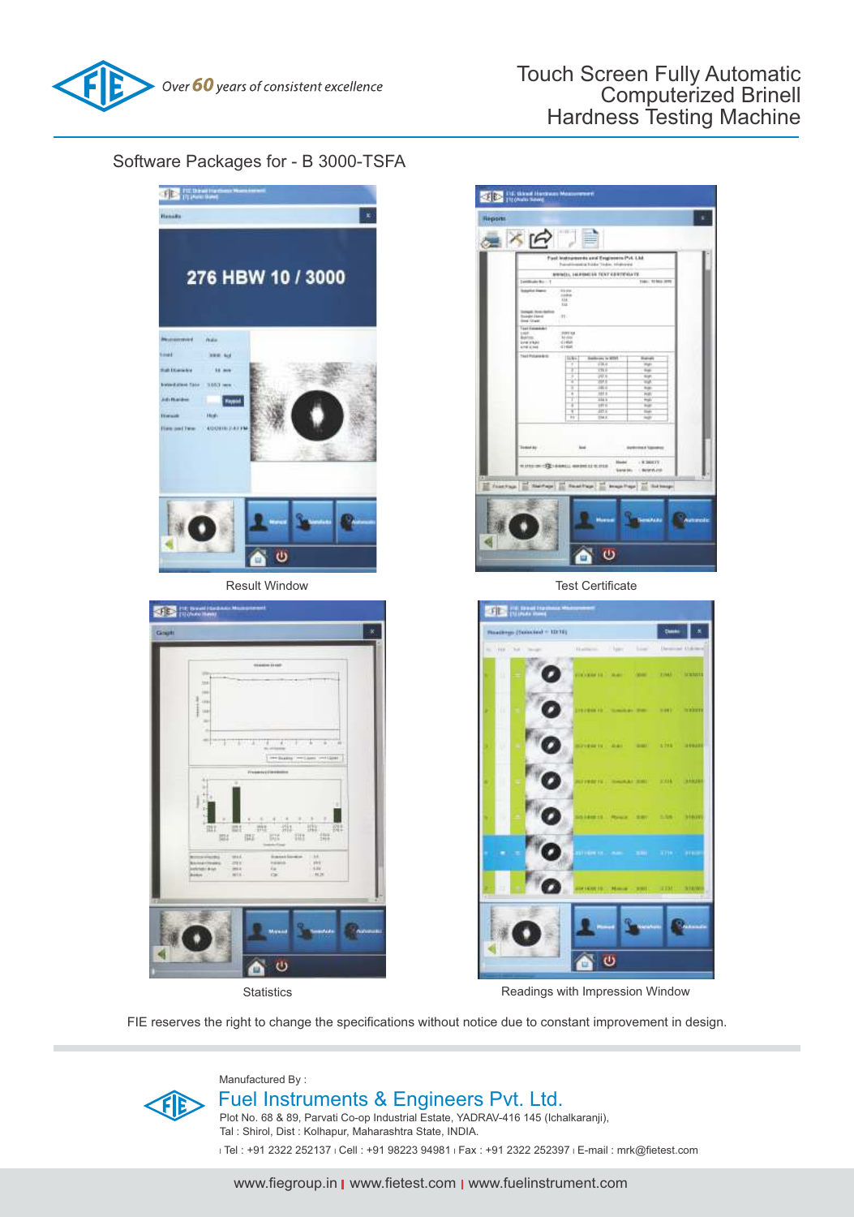Over 60 years of consistent excellence

# Touch Screen Fully Automatic Computerized Brinell Hardness Testing Machine

## Software Packages for - B 3000-TSFA

Result Window

Test Certificate

Statistics

Readings with Impression Window

FIE reserves the right to change the specifications without notice due to constant improvement in design.

Manufactured By :

**Fuel Instruments & Engineers Pvt. Ltd.**

Plot No. 68 & 89, Parvati Co-op Industrial Estate, YADRAV-416 145 (Ichalkaranji),
Tal : Shirol, Dist : Kolhapur, Maharashtra State, INDIA.

Tel : +91 2322 252137 | Cell : +91 98223 94981 | Fax : +91 2322 252397 | E-mail : mrk@fietest.com

www.fiegroup.in | www.fietest.com | www.fuelinstrument.com